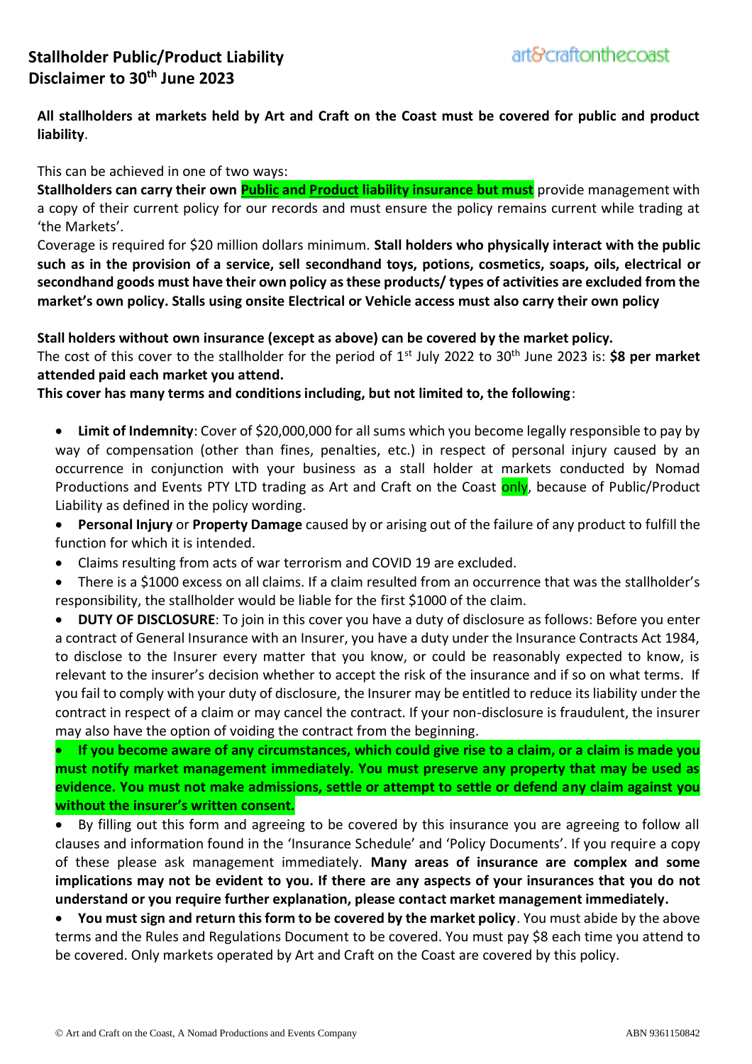# Stallholder Public/Product Liability Disclaimer to 30th June 2023

art&craftonthecoast

**All stallholders at markets held by Art and Craft on the Coast must be covered for public and product liability**.

This can be achieved in one of two ways:

**Stallholders can carry their own Public and Product liability insurance but must** provide management with a copy of their current policy for our records and must ensure the policy remains current while trading at 'the Markets'.

Coverage is required for $20 million dollars minimum. **Stall holders who physically interact with the public such as in the provision of a service, sell secondhand toys, potions, cosmetics, soaps, oils, electrical or secondhand goods must have their own policy as these products/ types of activities are excluded from the market's own policy. Stalls using onsite Electrical or Vehicle access must also carry their own policy**

**Stall holders without own insurance (except as above) can be covered by the market policy.**

The cost of this cover to the stallholder for the period of 1st July 2022 to 30th June 2023 is: **$8 per market attended paid each market you attend.**

**This cover has many terms and conditions including, but not limited to, the following**:

- **Limit of Indemnity**: Cover of $20,000,000 for all sums which you become legally responsible to pay by way of compensation (other than fines, penalties, etc.) in respect of personal injury caused by an occurrence in conjunction with your business as a stall holder at markets conducted by Nomad Productions and Events PTY LTD trading as Art and Craft on the Coast only, because of Public/Product Liability as defined in the policy wording.
- **Personal Injury** or **Property Damage** caused by or arising out of the failure of any product to fulfill the function for which it is intended.
- Claims resulting from acts of war terrorism and COVID 19 are excluded.
- There is a $1000 excess on all claims. If a claim resulted from an occurrence that was the stallholder's responsibility, the stallholder would be liable for the first $1000 of the claim.
- **DUTY OF DISCLOSURE**: To join in this cover you have a duty of disclosure as follows: Before you enter a contract of General Insurance with an Insurer, you have a duty under the Insurance Contracts Act 1984, to disclose to the Insurer every matter that you know, or could be reasonably expected to know, is relevant to the insurer's decision whether to accept the risk of the insurance and if so on what terms. If you fail to comply with your duty of disclosure, the Insurer may be entitled to reduce its liability under the contract in respect of a claim or may cancel the contract. If your non-disclosure is fraudulent, the insurer may also have the option of voiding the contract from the beginning.
- **If you become aware of any circumstances, which could give rise to a claim, or a claim is made you must notify market management immediately. You must preserve any property that may be used as evidence. You must not make admissions, settle or attempt to settle or defend any claim against you without the insurer's written consent.**
- By filling out this form and agreeing to be covered by this insurance you are agreeing to follow all clauses and information found in the 'Insurance Schedule' and 'Policy Documents'. If you require a copy of these please ask management immediately. **Many areas of insurance are complex and some implications may not be evident to you. If there are any aspects of your insurances that you do not understand or you require further explanation, please contact market management immediately.**
- **You must sign and return this form to be covered by the market policy**. You must abide by the above terms and the Rules and Regulations Document to be covered. You must pay $8 each time you attend to be covered. Only markets operated by Art and Craft on the Coast are covered by this policy.

© Art and Craft on the Coast, A Nomad Productions and Events Company ABN 9361150842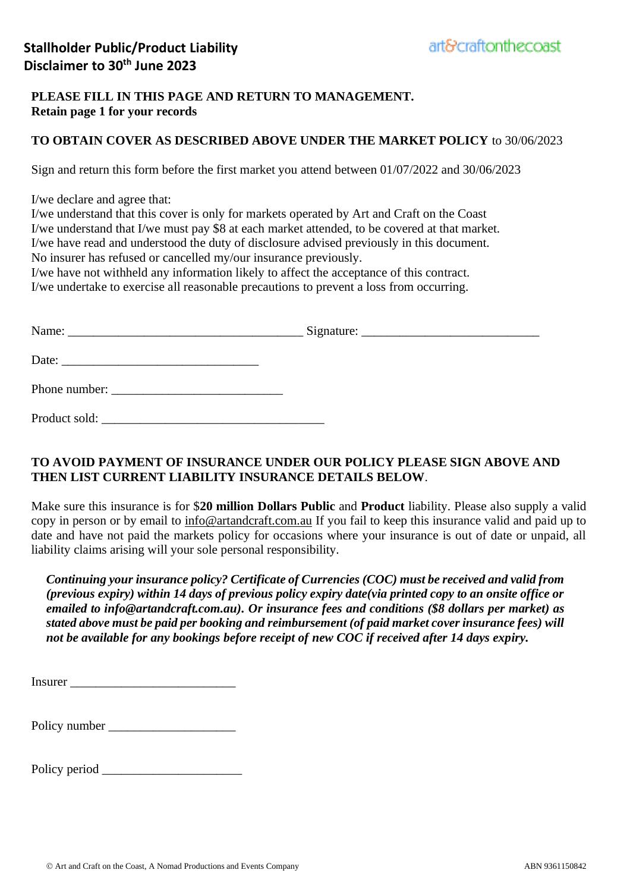# Stallholder Public/Product Liability Disclaimer to 30th June 2023

art&craftonthecoast

**PLEASE FILL IN THIS PAGE AND RETURN TO MANAGEMENT.**
**Retain page 1 for your records**

**TO OBTAIN COVER AS DESCRIBED ABOVE UNDER THE MARKET POLICY** to 30/06/2023

Sign and return this form before the first market you attend between 01/07/2022 and 30/06/2023

I/we declare and agree that:
I/we understand that this cover is only for markets operated by Art and Craft on the Coast
I/we understand that I/we must pay $8 at each market attended, to be covered at that market.
I/we have read and understood the duty of disclosure advised previously in this document.
No insurer has refused or cancelled my/our insurance previously.
I/we have not withheld any information likely to affect the acceptance of this contract.
I/we undertake to exercise all reasonable precautions to prevent a loss from occurring.

Name: _____________________________________ Signature: ____________________________

Date: _______________________________

Phone number: ___________________________

Product sold: ___________________________________

**TO AVOID PAYMENT OF INSURANCE UNDER OUR POLICY PLEASE SIGN ABOVE AND THEN LIST CURRENT LIABILITY INSURANCE DETAILS BELOW**.

Make sure this insurance is for $**20 million Dollars Public** and **Product** liability. Please also supply a valid copy in person or by email to info@artandcraft.com.au If you fail to keep this insurance valid and paid up to date and have not paid the markets policy for occasions where your insurance is out of date or unpaid, all liability claims arising will your sole personal responsibility.

***Continuing your insurance policy? Certificate of Currencies (COC) must be received and valid from (previous expiry) within 14 days of previous policy expiry date(via printed copy to an onsite office or emailed to info@artandcraft.com.au). Or insurance fees and conditions ($8 dollars per market) as stated above must be paid per booking and reimbursement (of paid market cover insurance fees) will not be available for any bookings before receipt of new COC if received after 14 days expiry.***

Insurer __________________________

Policy number ____________________

Policy period ______________________

© Art and Craft on the Coast, A Nomad Productions and Events Company ABN 9361150842